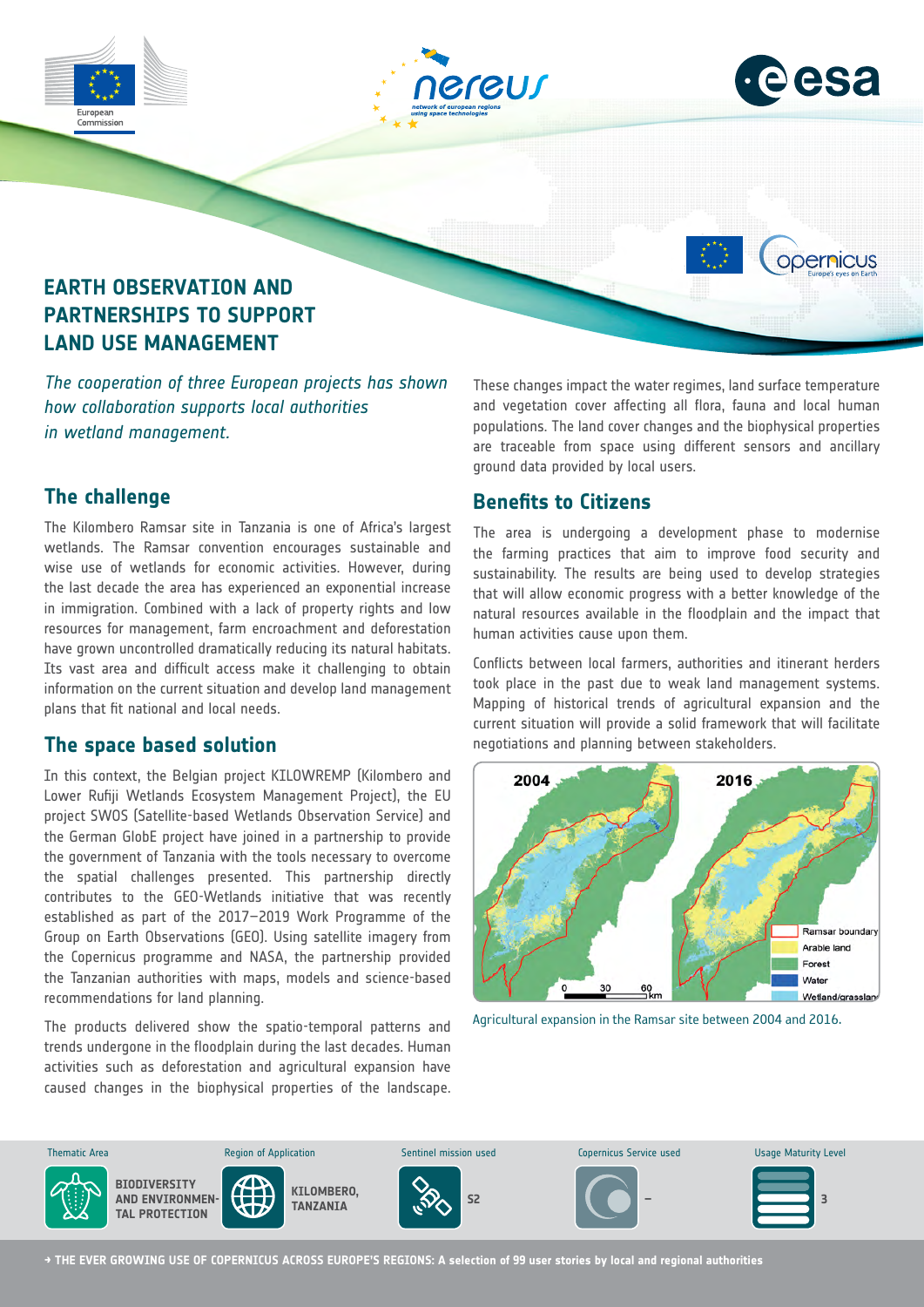# EARTH OBSERVATION AND PARTNERSHIPS TO SUPPORT LAND USE MANAGEMENT

*The cooperation of three European projects has shown how collaboration supports local authorities in wetland management.*

## The challenge

The Kilombero Ramsar site in Tanzania is one of Africa's largest wetlands. The Ramsar convention encourages sustainable and wise use of wetlands for economic activities. However, during the last decade the area has experienced an exponential increase in immigration. Combined with a lack of property rights and low resources for management, farm encroachment and deforestation have grown uncontrolled dramatically reducing its natural habitats. Its vast area and difficult access make it challenging to obtain information on the current situation and develop land management plans that fit national and local needs.

## The space based solution

In this context, the Belgian project KILOWREMP (Kilombero and Lower Rufiji Wetlands Ecosystem Management Project), the EU project SWOS (Satellite-based Wetlands Observation Service) and the German GlobE project have joined in a partnership to provide the government of Tanzania with the tools necessary to overcome the spatial challenges presented. This partnership directly contributes to the GEO-Wetlands initiative that was recently established as part of the 2017–2019 Work Programme of the Group on Earth Observations (GEO). Using satellite imagery from the Copernicus programme and NASA, the partnership provided the Tanzanian authorities with maps, models and science-based recommendations for land planning.

The products delivered show the spatio-temporal patterns and trends undergone in the floodplain during the last decades. Human activities such as deforestation and agricultural expansion have caused changes in the biophysical properties of the landscape. These changes impact the water regimes, land surface temperature and vegetation cover affecting all flora, fauna and local human populations. The land cover changes and the biophysical properties are traceable from space using different sensors and ancillary ground data provided by local users.

## Benefits to Citizens

The area is undergoing a development phase to modernise the farming practices that aim to improve food security and sustainability. The results are being used to develop strategies that will allow economic progress with a better knowledge of the natural resources available in the floodplain and the impact that human activities cause upon them.

Conflicts between local farmers, authorities and itinerant herders took place in the past due to weak land management systems. Mapping of historical trends of agricultural expansion and the current situation will provide a solid framework that will facilitate negotiations and planning between stakeholders.

Agricultural expansion in the Ramsar site between 2004 and 2016.

| Thematic Area | Region of Application | Sentinel mission used | Copernicus Service used | Usage Maturity Level |
|---|---|---|---|---|
| BIODIVERSITY AND ENVIRONMENTAL PROTECTION | KILOMBERO, TANZANIA | S2 | – | 3 |

→ THE EVER GROWING USE OF COPERNICUS ACROSS EUROPE'S REGIONS: A selection of 99 user stories by local and regional authorities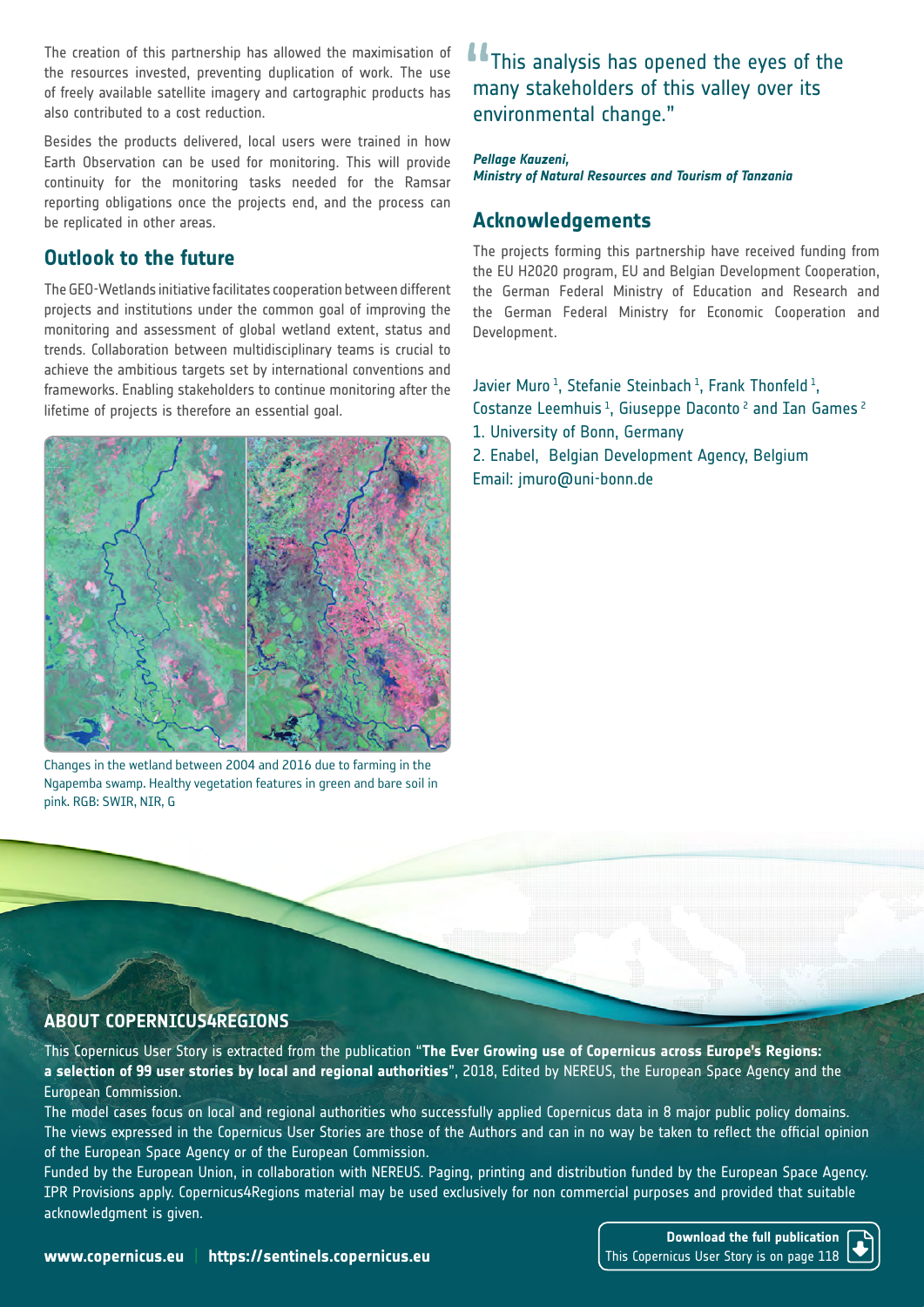The creation of this partnership has allowed the maximisation of the resources invested, preventing duplication of work. The use of freely available satellite imagery and cartographic products has also contributed to a cost reduction.

Besides the products delivered, local users were trained in how Earth Observation can be used for monitoring. This will provide continuity for the monitoring tasks needed for the Ramsar reporting obligations once the projects end, and the process can be replicated in other areas.

## Outlook to the future

The GEO-Wetlands initiative facilitates cooperation between different projects and institutions under the common goal of improving the monitoring and assessment of global wetland extent, status and trends. Collaboration between multidisciplinary teams is crucial to achieve the ambitious targets set by international conventions and frameworks. Enabling stakeholders to continue monitoring after the lifetime of projects is therefore an essential goal.

Changes in the wetland between 2004 and 2016 due to farming in the Ngapemba swamp. Healthy vegetation features in green and bare soil in pink. RGB: SWIR, NIR, G

> "This analysis has opened the eyes of the many stakeholders of this valley over its environmental change."

***Pellage Kauzeni,***
***Ministry of Natural Resources and Tourism of Tanzania***

## Acknowledgements

The projects forming this partnership have received funding from the EU H2020 program, EU and Belgian Development Cooperation, the German Federal Ministry of Education and Research and the German Federal Ministry for Economic Cooperation and Development.

Javier Muro [1], Stefanie Steinbach [1], Frank Thonfeld [1], Costanze Leemhuis [1], Giuseppe Daconto [2] and Ian Games [2]
1. University of Bonn, Germany
2. Enabel, Belgian Development Agency, Belgium
Email: jmuro@uni-bonn.de

## ABOUT COPERNICUS4REGIONS

This Copernicus User Story is extracted from the publication "**The Ever Growing use of Copernicus across Europe's Regions: a selection of 99 user stories by local and regional authorities**", 2018, Edited by NEREUS, the European Space Agency and the European Commission.
The model cases focus on local and regional authorities who successfully applied Copernicus data in 8 major public policy domains. The views expressed in the Copernicus User Stories are those of the Authors and can in no way be taken to reflect the official opinion of the European Space Agency or of the European Commission.
Funded by the European Union, in collaboration with NEREUS. Paging, printing and distribution funded by the European Space Agency. IPR Provisions apply. Copernicus4Regions material may be used exclusively for non commercial purposes and provided that suitable acknowledgment is given.

**www.copernicus.eu** | **https://sentinels.copernicus.eu**

**Download the full publication**
This Copernicus User Story is on page 118